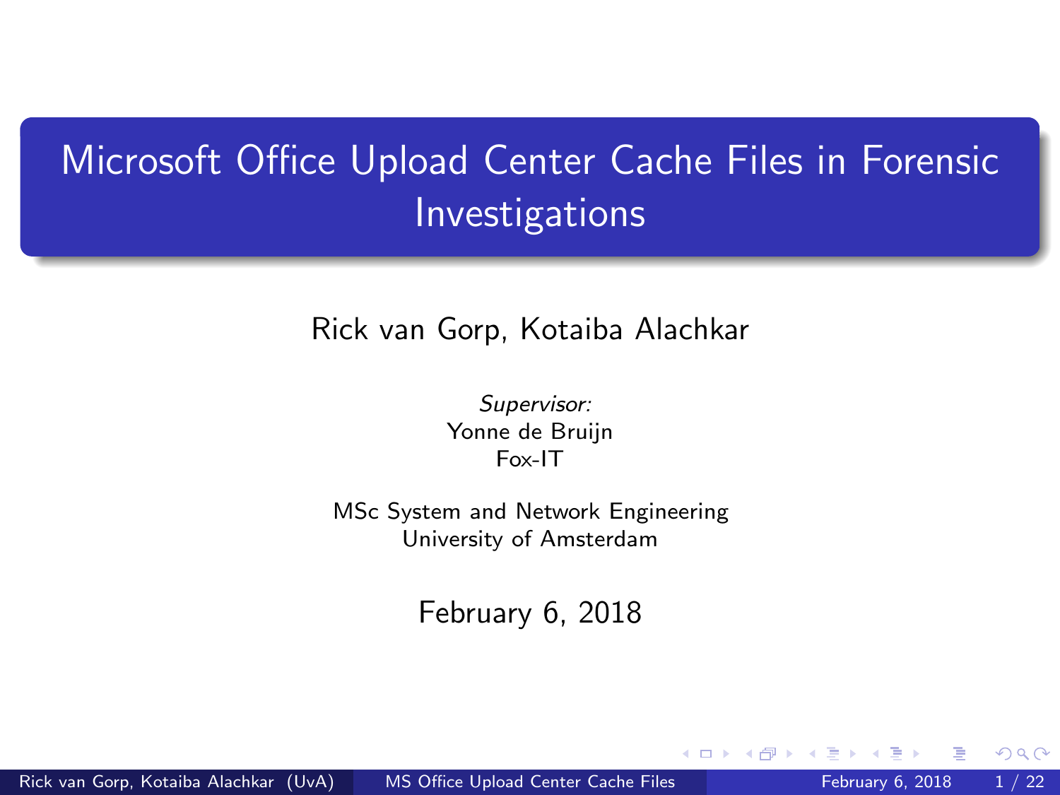# Microsoft Office Upload Center Cache Files in Forensic Investigations

Rick van Gorp, Kotaiba Alachkar

*Supervisor:*
Yonne de Bruijn
Fox-IT

MSc System and Network Engineering
University of Amsterdam

February 6, 2018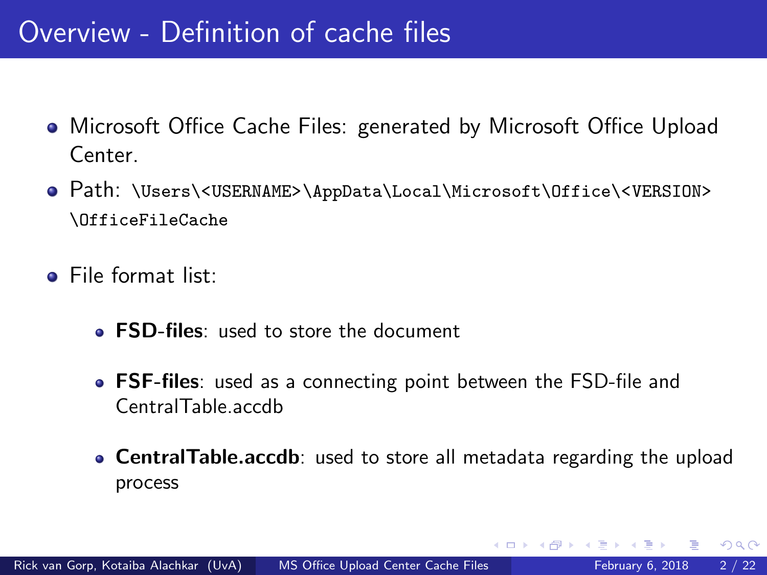# Overview - Definition of cache files

- Microsoft Office Cache Files: generated by Microsoft Office Upload Center.
- Path: `\Users\<USERNAME>\AppData\Local\Microsoft\Office\<VERSION>\OfficeFileCache`
- File format list:
  - **FSD-files**: used to store the document
  - **FSF-files**: used as a connecting point between the FSD-file and CentralTable.accdb
  - **CentralTable.accdb**: used to store all metadata regarding the upload process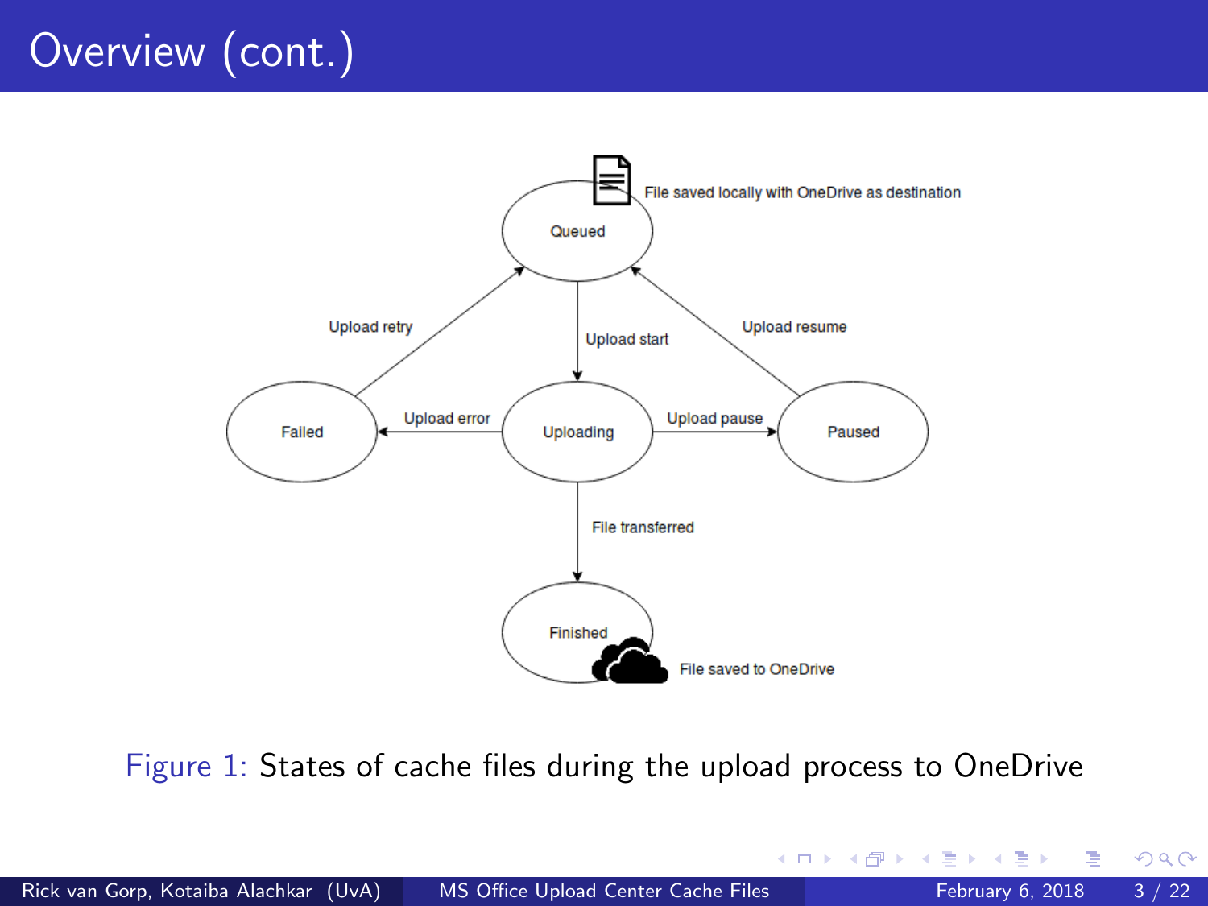# Overview (cont.)

Figure 1: States of cache files during the upload process to OneDrive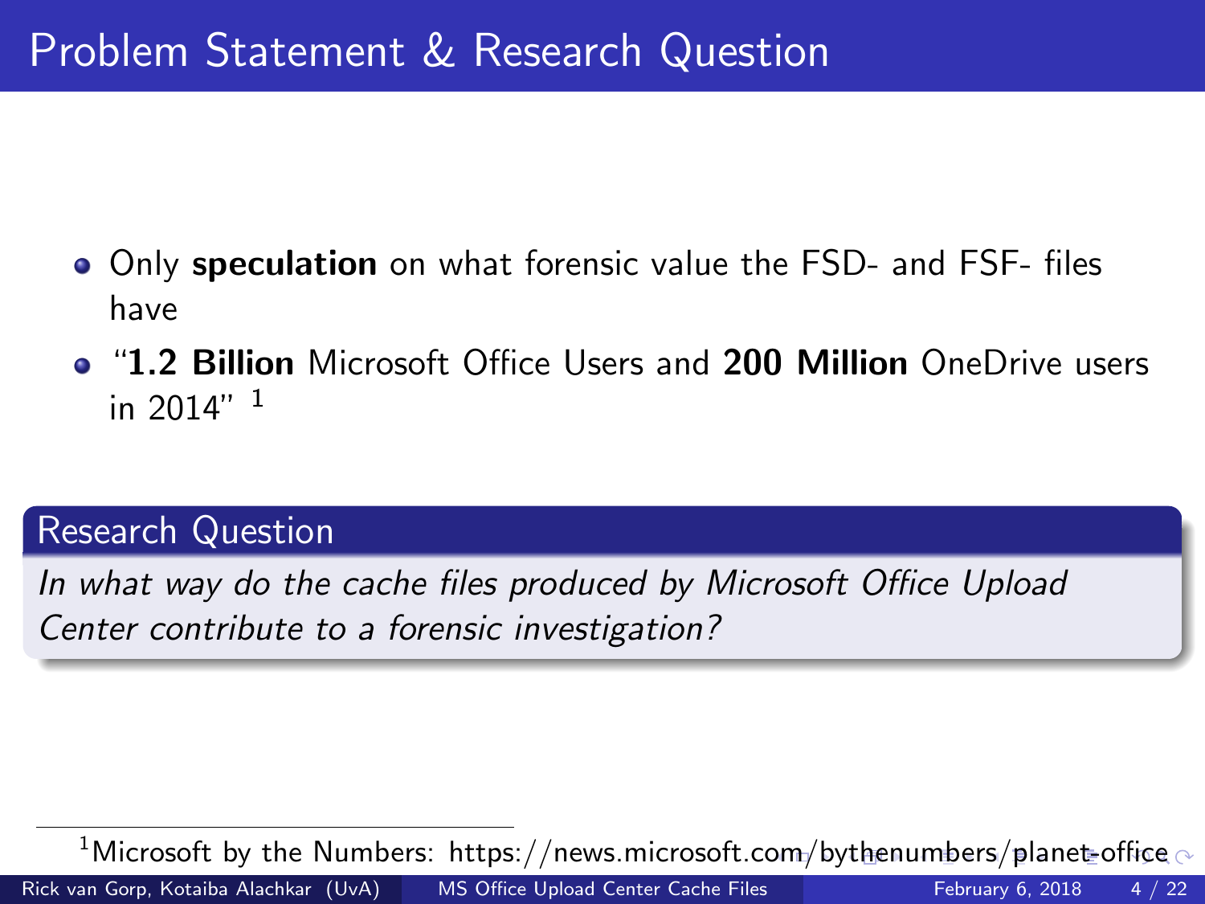# Problem Statement & Research Question

- Only **speculation** on what forensic value the FSD- and FSF- files have
- "**1.2 Billion** Microsoft Office Users and **200 Million** OneDrive users in 2014" [1]

## Research Question

*In what way do the cache files produced by Microsoft Office Upload Center contribute to a forensic investigation?*

[1] Microsoft by the Numbers: https://news.microsoft.com/bythenumbers/planet-office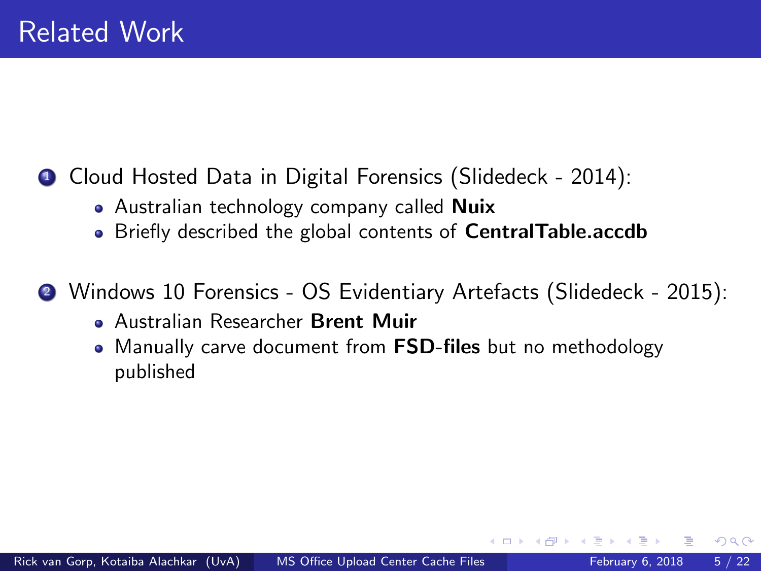# Related Work

1. Cloud Hosted Data in Digital Forensics (Slidedeck - 2014):
   - Australian technology company called **Nuix**
   - Briefly described the global contents of **CentralTable.accdb**
2. Windows 10 Forensics - OS Evidentiary Artefacts (Slidedeck - 2015):
   - Australian Researcher **Brent Muir**
   - Manually carve document from **FSD-files** but no methodology published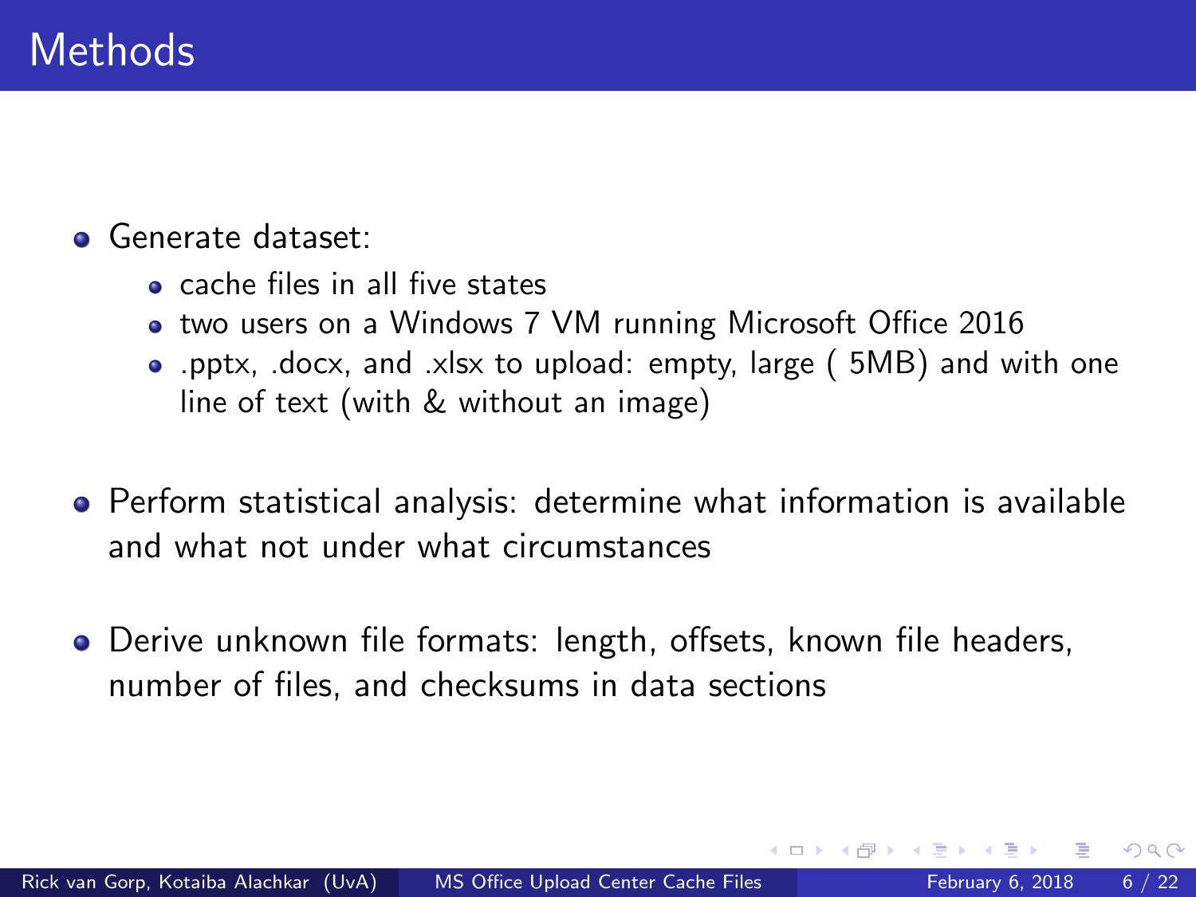# Methods

- Generate dataset:
  - cache files in all five states
  - two users on a Windows 7 VM running Microsoft Office 2016
  - .pptx, .docx, and .xlsx to upload: empty, large ( 5MB) and with one line of text (with & without an image)
- Perform statistical analysis: determine what information is available and what not under what circumstances
- Derive unknown file formats: length, offsets, known file headers, number of files, and checksums in data sections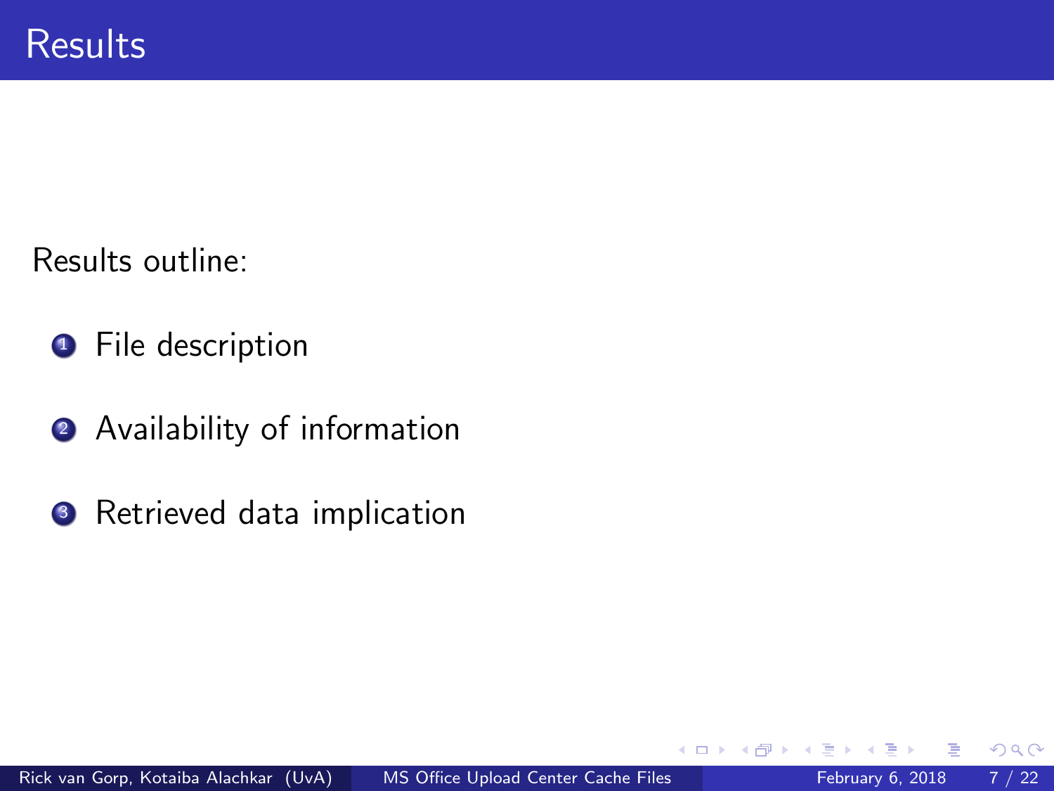# Results

Results outline:

1. File description
2. Availability of information
3. Retrieved data implication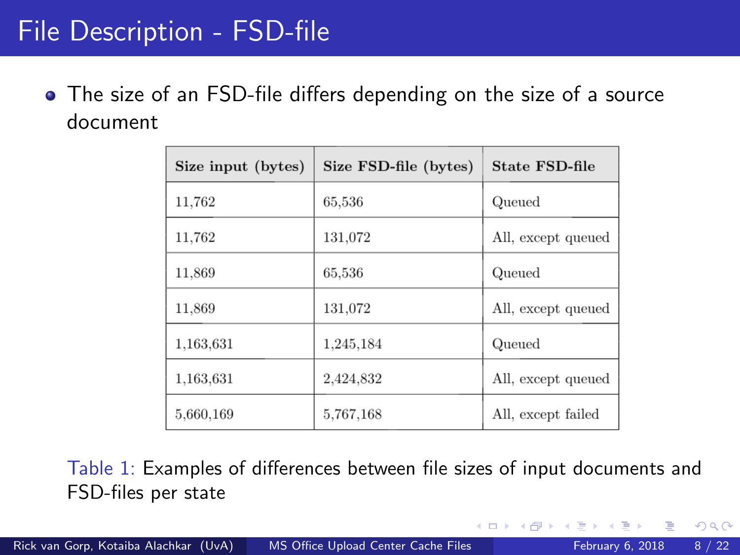# File Description - FSD-file

- The size of an FSD-file differs depending on the size of a source document

| Size input (bytes) | Size FSD-file (bytes) | State FSD-file |
|---|---|---|
| 11,762 | 65,536 | Queued |
| 11,762 | 131,072 | All, except queued |
| 11,869 | 65,536 | Queued |
| 11,869 | 131,072 | All, except queued |
| 1,163,631 | 1,245,184 | Queued |
| 1,163,631 | 2,424,832 | All, except queued |
| 5,660,169 | 5,767,168 | All, except failed |

Table 1: Examples of differences between file sizes of input documents and FSD-files per state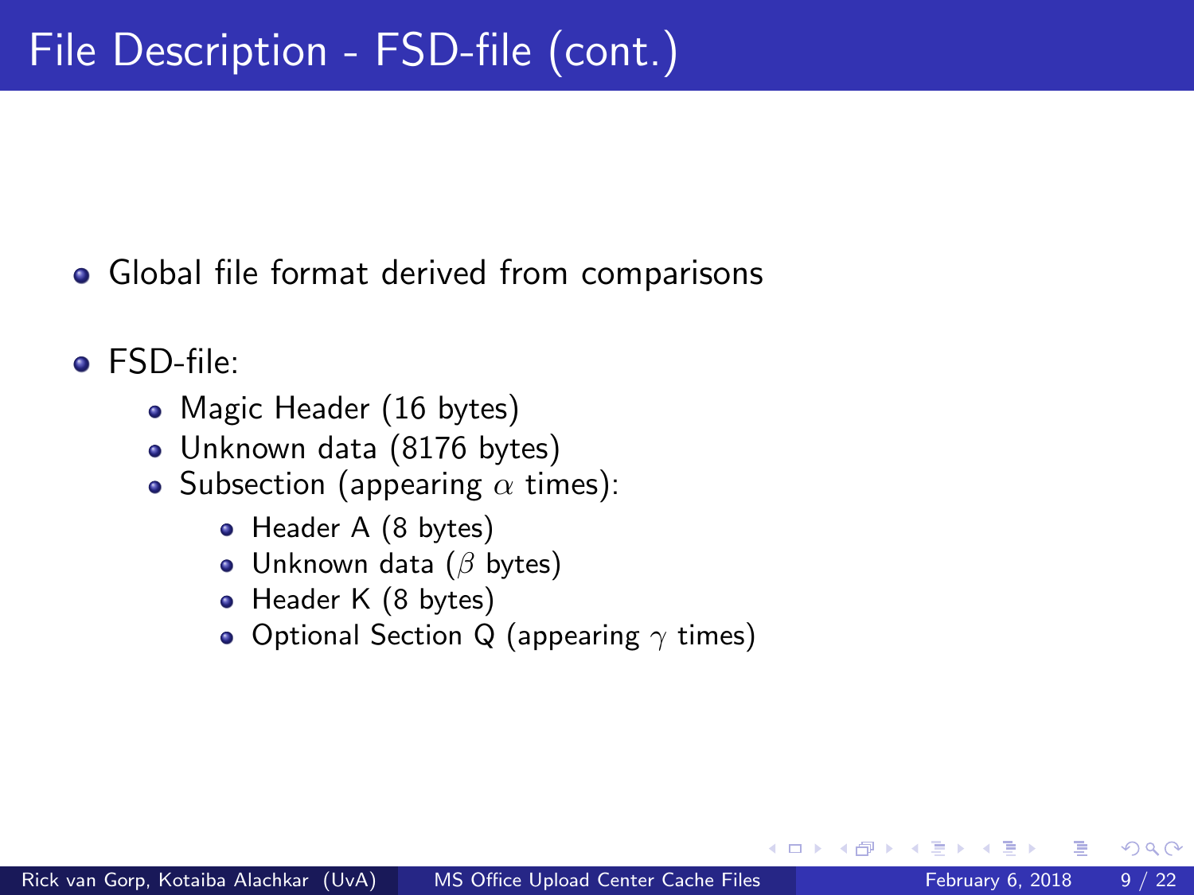# File Description - FSD-file (cont.)

- Global file format derived from comparisons
- FSD-file:
  - Magic Header (16 bytes)
  - Unknown data (8176 bytes)
  - Subsection (appearing $\alpha$ times):
    - Header A (8 bytes)
    - Unknown data ($\beta$ bytes)
    - Header K (8 bytes)
    - Optional Section Q (appearing $\gamma$ times)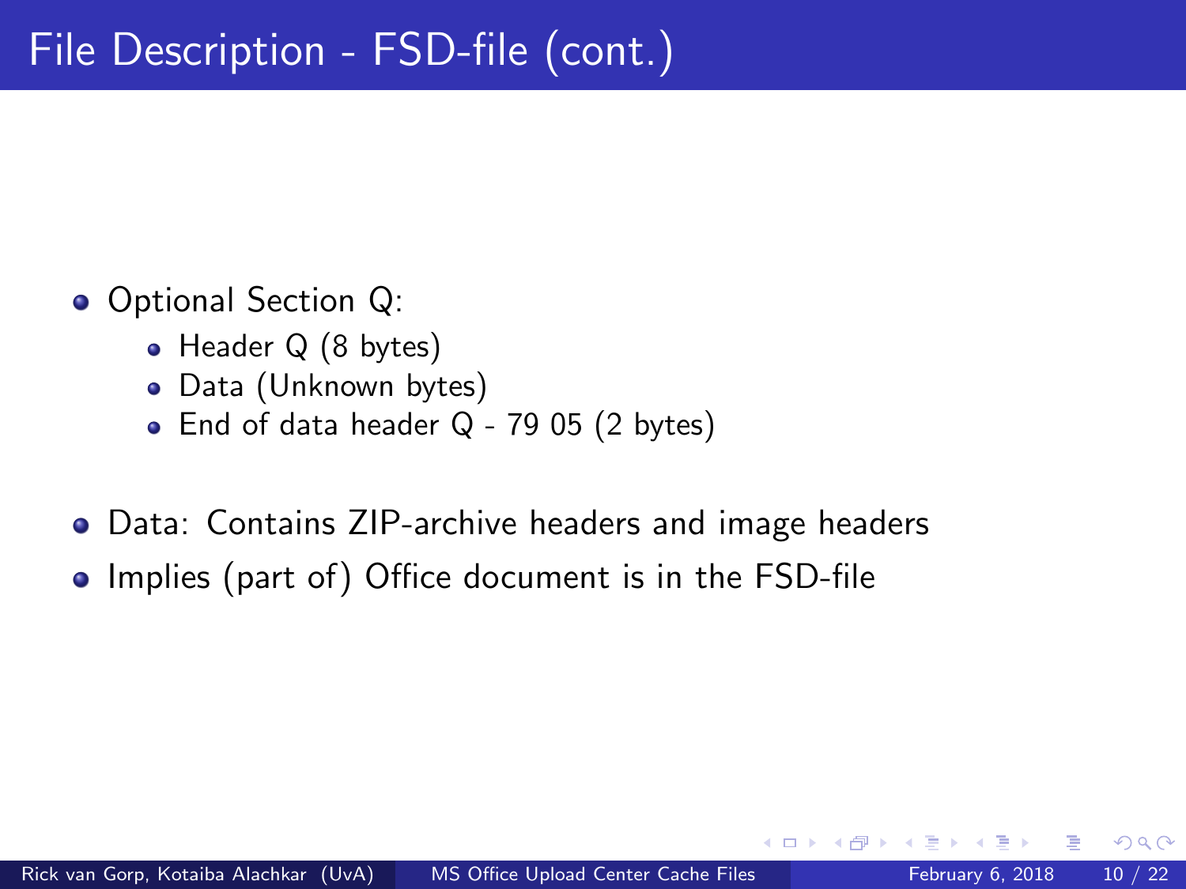# File Description - FSD-file (cont.)

- Optional Section Q:
  - Header Q (8 bytes)
  - Data (Unknown bytes)
  - End of data header Q - 79 05 (2 bytes)

- Data: Contains ZIP-archive headers and image headers
- Implies (part of) Office document is in the FSD-file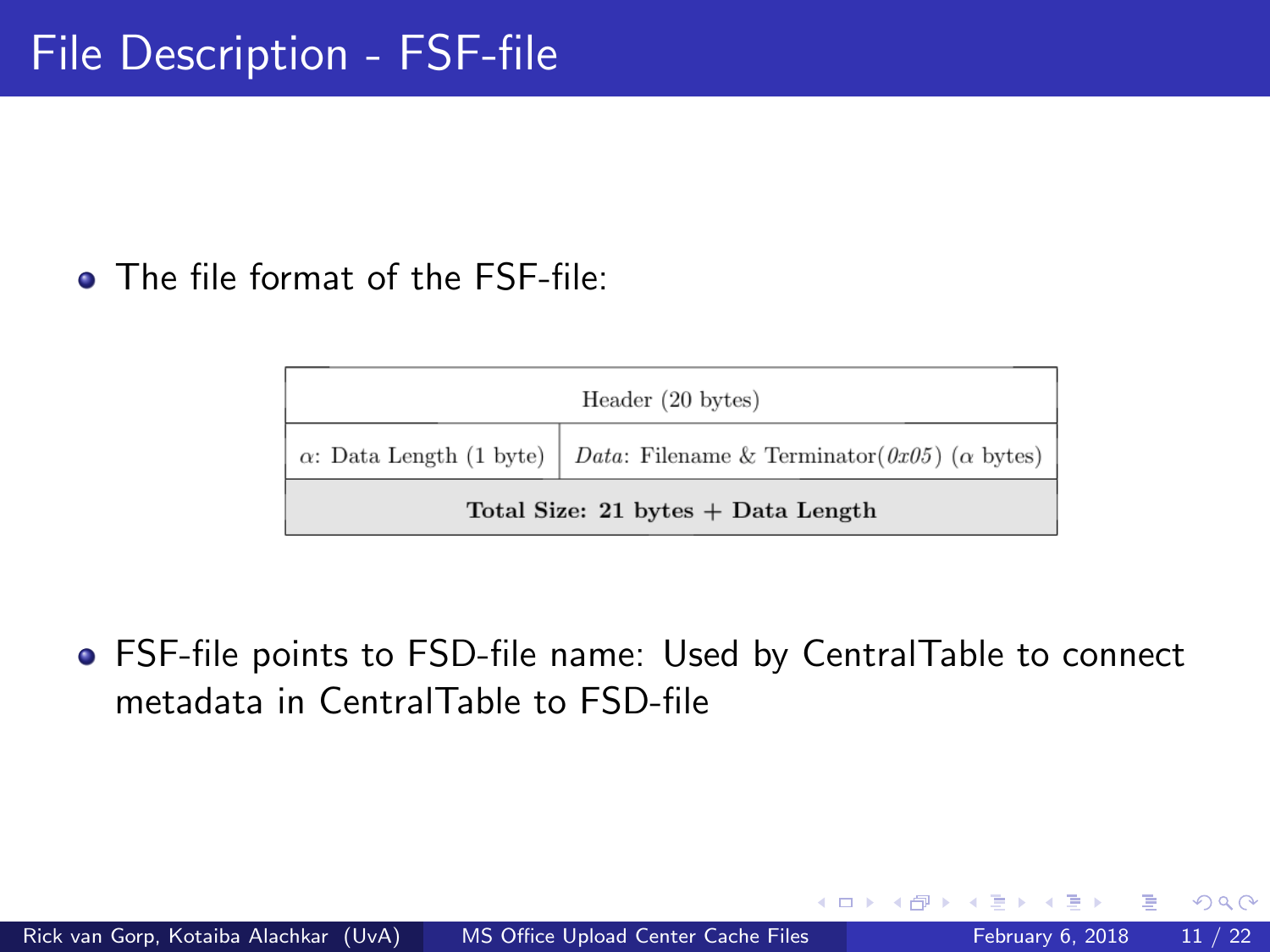# File Description - FSF-file

- The file format of the FSF-file:

| Header (20 bytes) | |
|---|---|
| $\alpha$: Data Length (1 byte) | *Data*: Filename & Terminator(*0x05*) ($\alpha$ bytes) |
| **Total Size: 21 bytes + Data Length** | |

- FSF-file points to FSD-file name: Used by CentralTable to connect metadata in CentralTable to FSD-file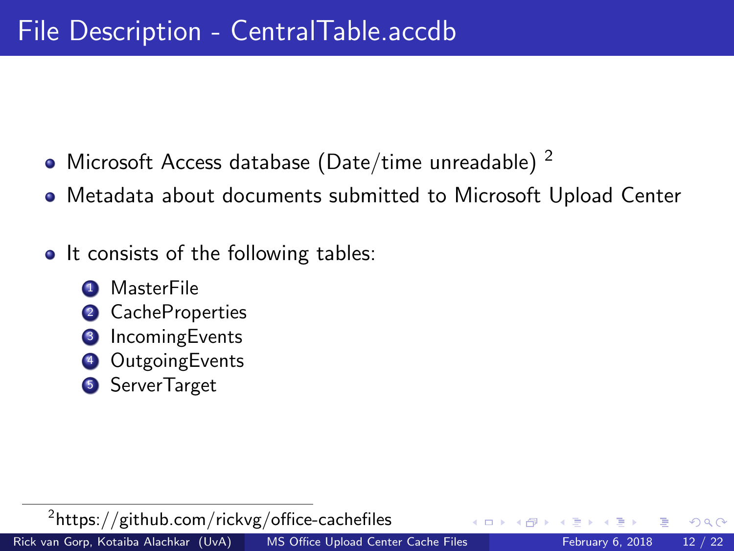# File Description - CentralTable.accdb

- Microsoft Access database (Date/time unreadable) [2]
- Metadata about documents submitted to Microsoft Upload Center

- It consists of the following tables:

  1. MasterFile
  2. CacheProperties
  3. IncomingEvents
  4. OutgoingEvents
  5. ServerTarget

[2] https://github.com/rickvg/office-cachefiles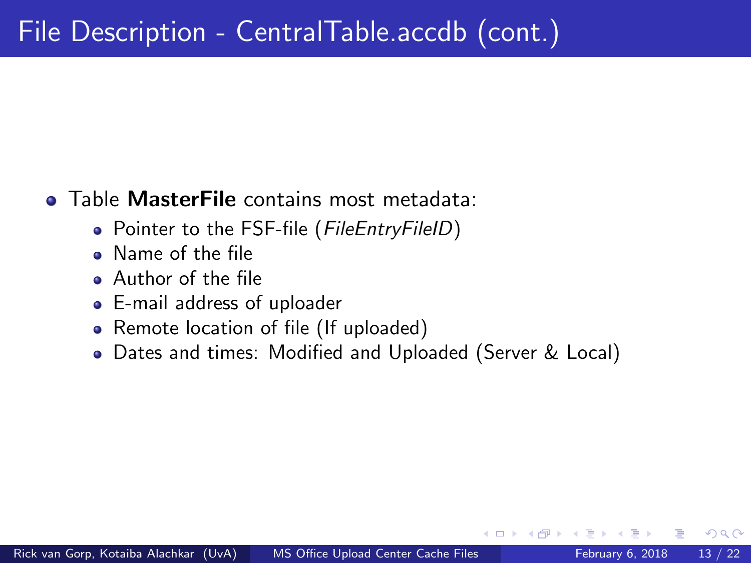# File Description - CentralTable.accdb (cont.)

- Table **MasterFile** contains most metadata:
  - Pointer to the FSF-file (*FileEntryFileID*)
  - Name of the file
  - Author of the file
  - E-mail address of uploader
  - Remote location of file (If uploaded)
  - Dates and times: Modified and Uploaded (Server & Local)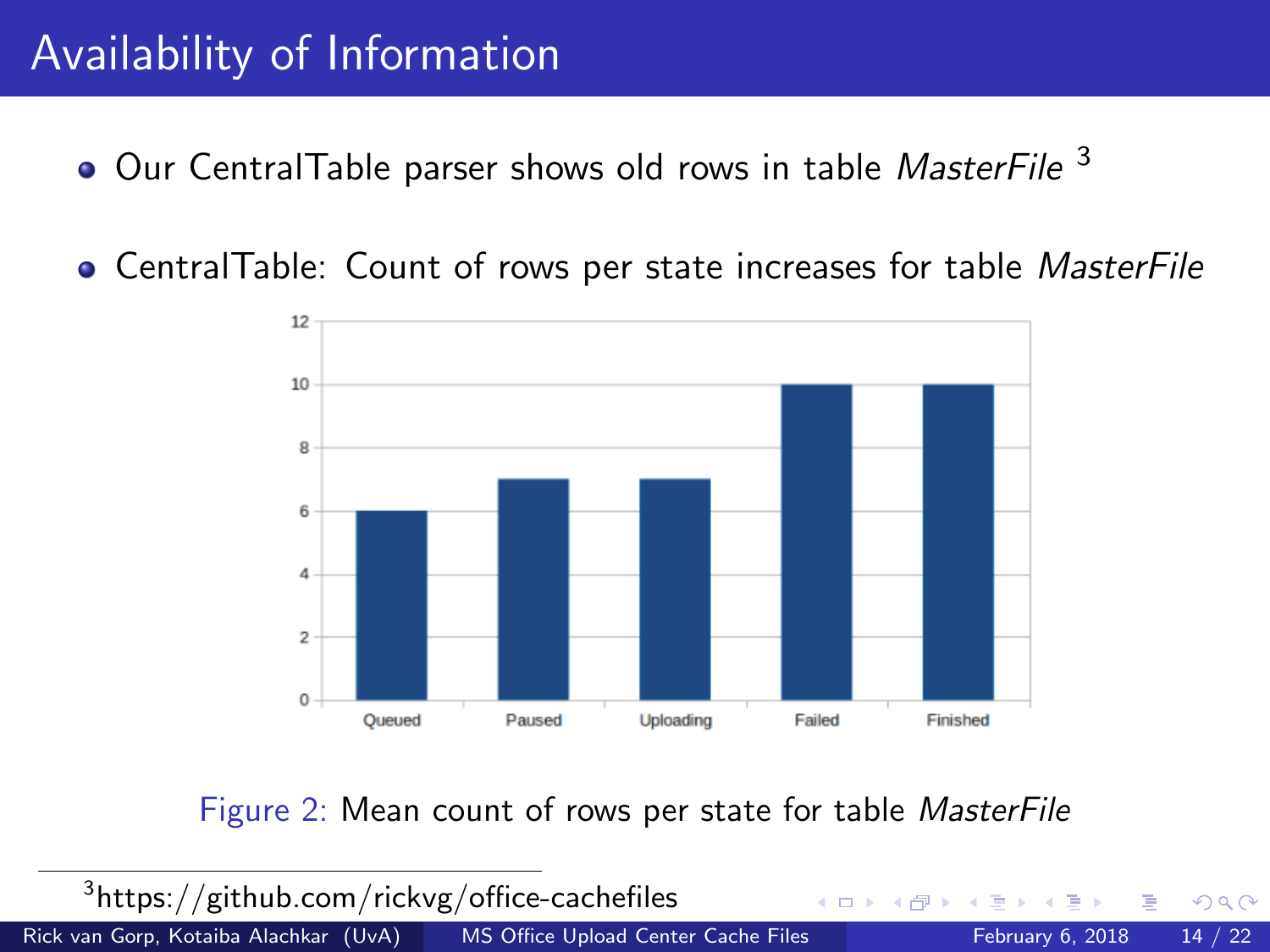# Availability of Information

- Our CentralTable parser shows old rows in table *MasterFile* [3]
- CentralTable: Count of rows per state increases for table *MasterFile*

Figure 2: Mean count of rows per state for table *MasterFile*

[3] https://github.com/rickvg/office-cachefiles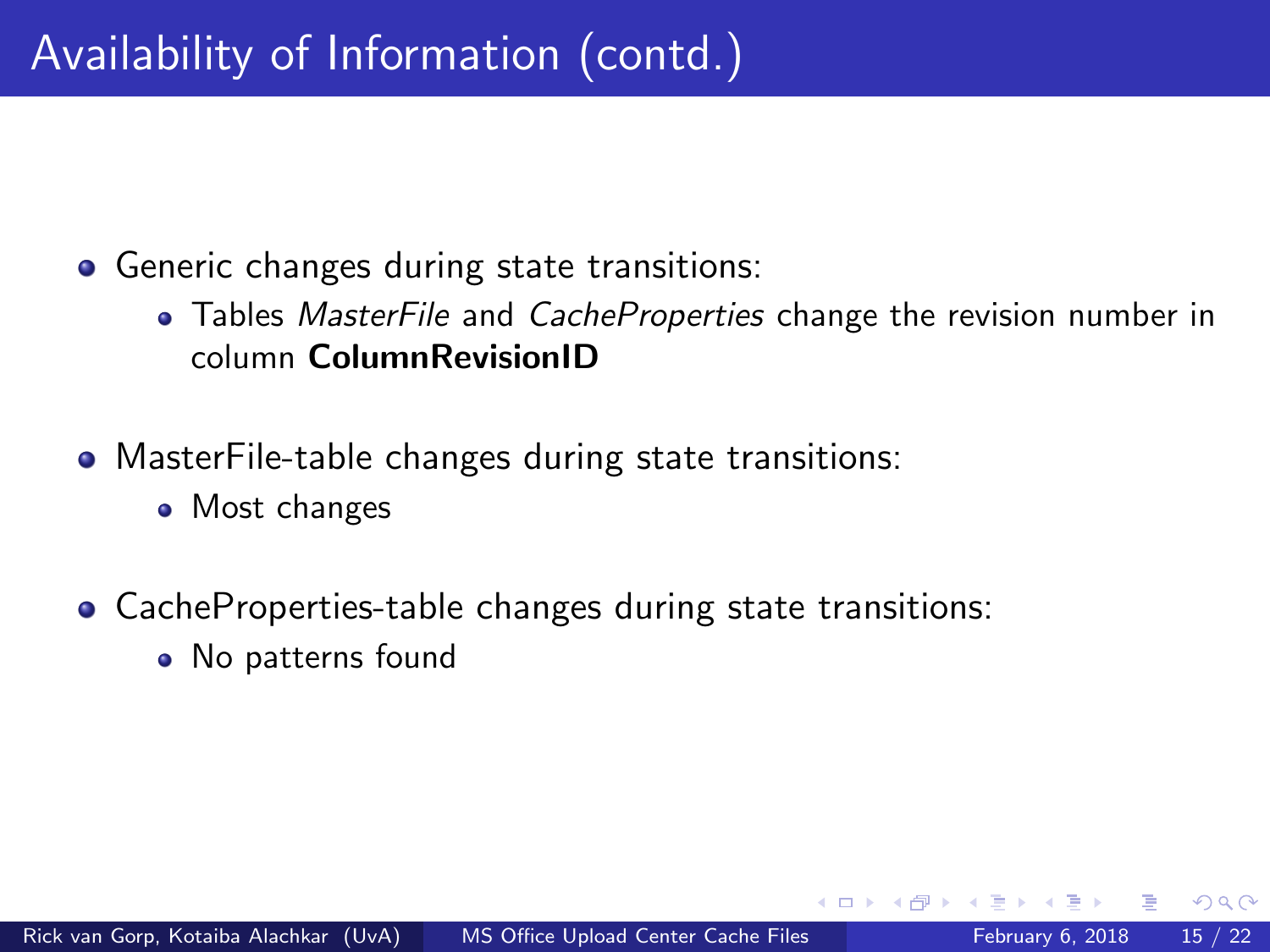# Availability of Information (contd.)

- Generic changes during state transitions:
  - Tables *MasterFile* and *CacheProperties* change the revision number in column **ColumnRevisionID**
- MasterFile-table changes during state transitions:
  - Most changes
- CacheProperties-table changes during state transitions:
  - No patterns found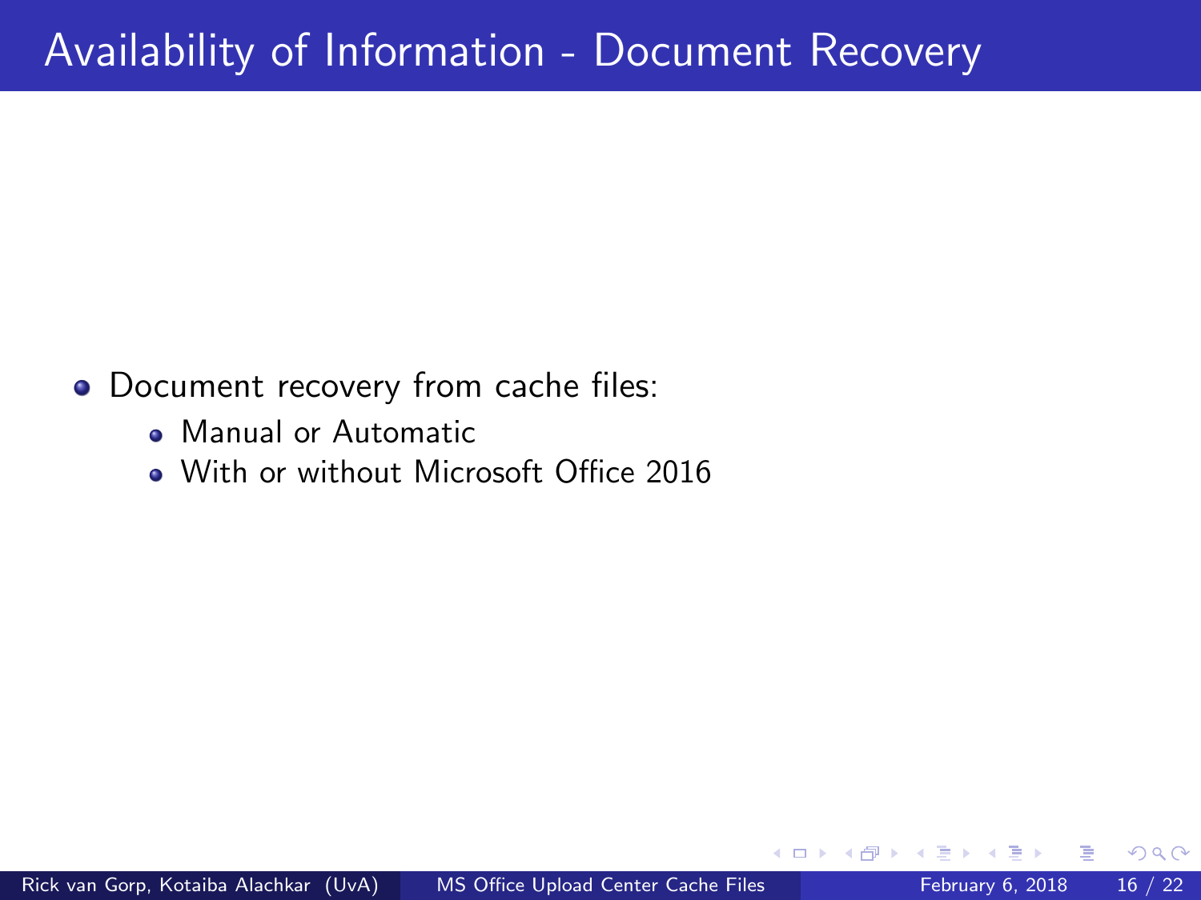# Availability of Information - Document Recovery

- Document recovery from cache files:
  - Manual or Automatic
  - With or without Microsoft Office 2016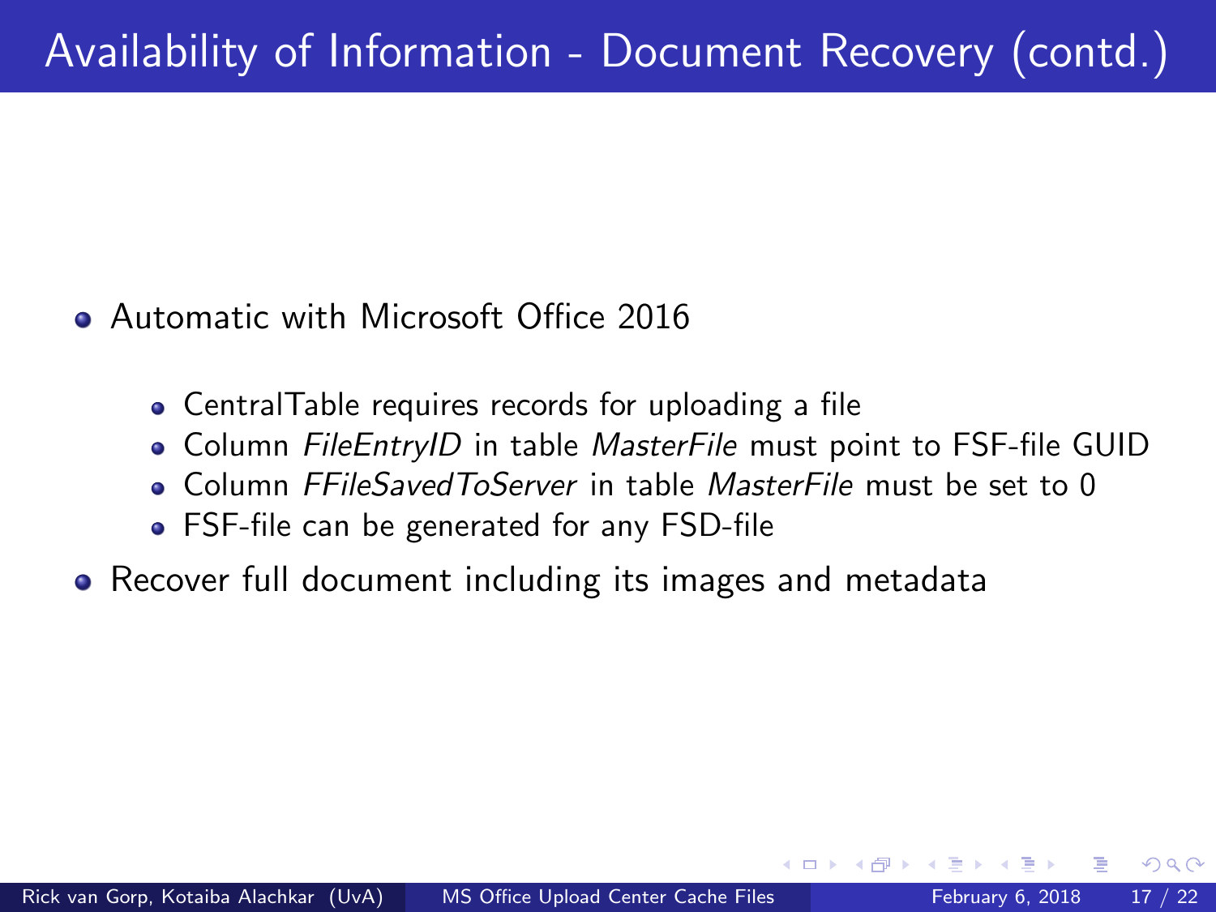# Availability of Information - Document Recovery (contd.)

- Automatic with Microsoft Office 2016
  - CentralTable requires records for uploading a file
  - Column *FileEntryID* in table *MasterFile* must point to FSF-file GUID
  - Column *FFileSavedToServer* in table *MasterFile* must be set to 0
  - FSF-file can be generated for any FSD-file
- Recover full document including its images and metadata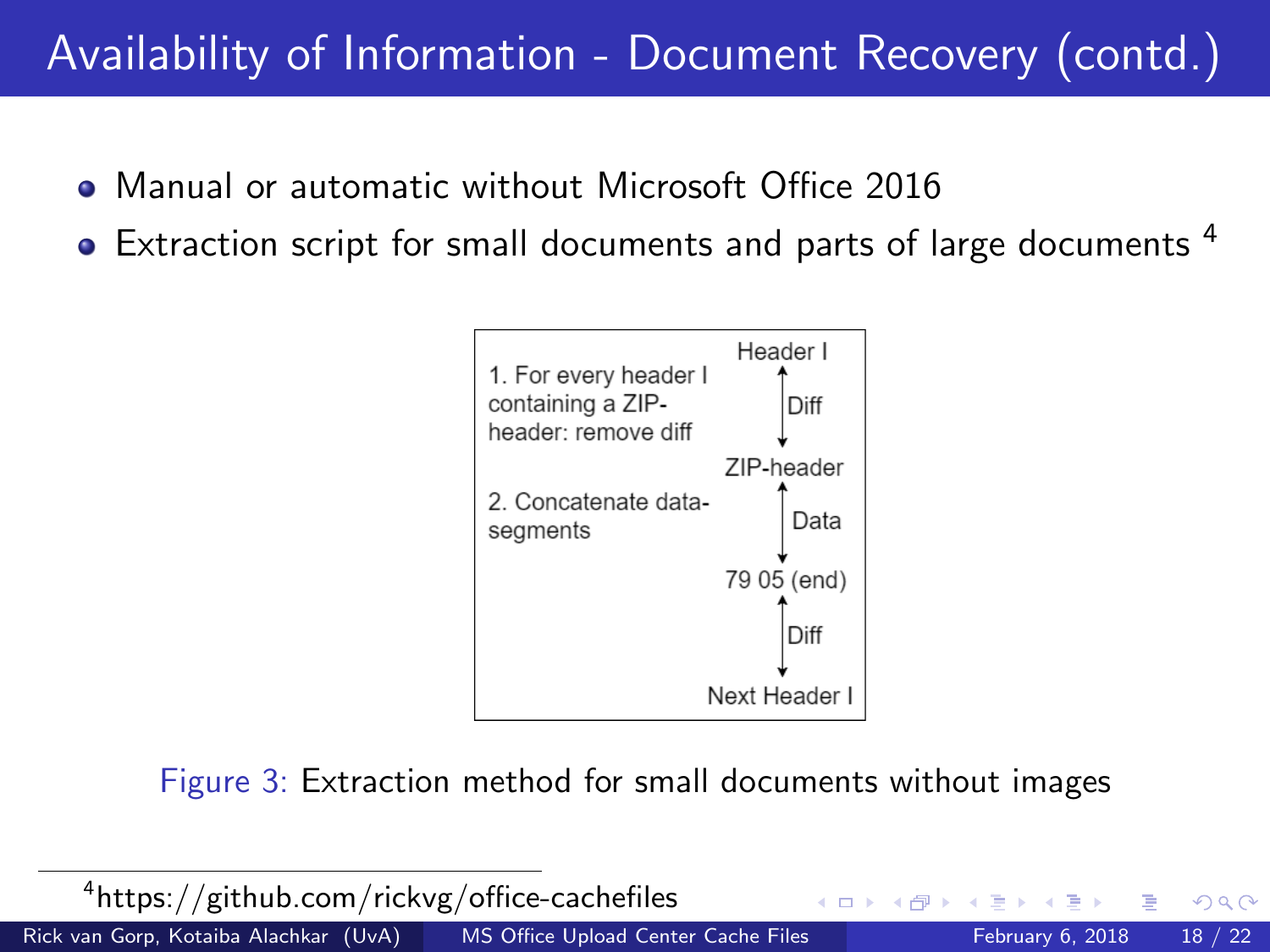# Availability of Information - Document Recovery (contd.)

- Manual or automatic without Microsoft Office 2016
- Extraction script for small documents and parts of large documents [4]

1. For every header I containing a ZIP-header: remove diff

2. Concatenate data-segments

Header I ↕ Diff ↕ ZIP-header ↕ Data ↕ 79 05 (end) ↕ Diff ↕ Next Header I

Figure 3: Extraction method for small documents without images

[4] https://github.com/rickvg/office-cachefiles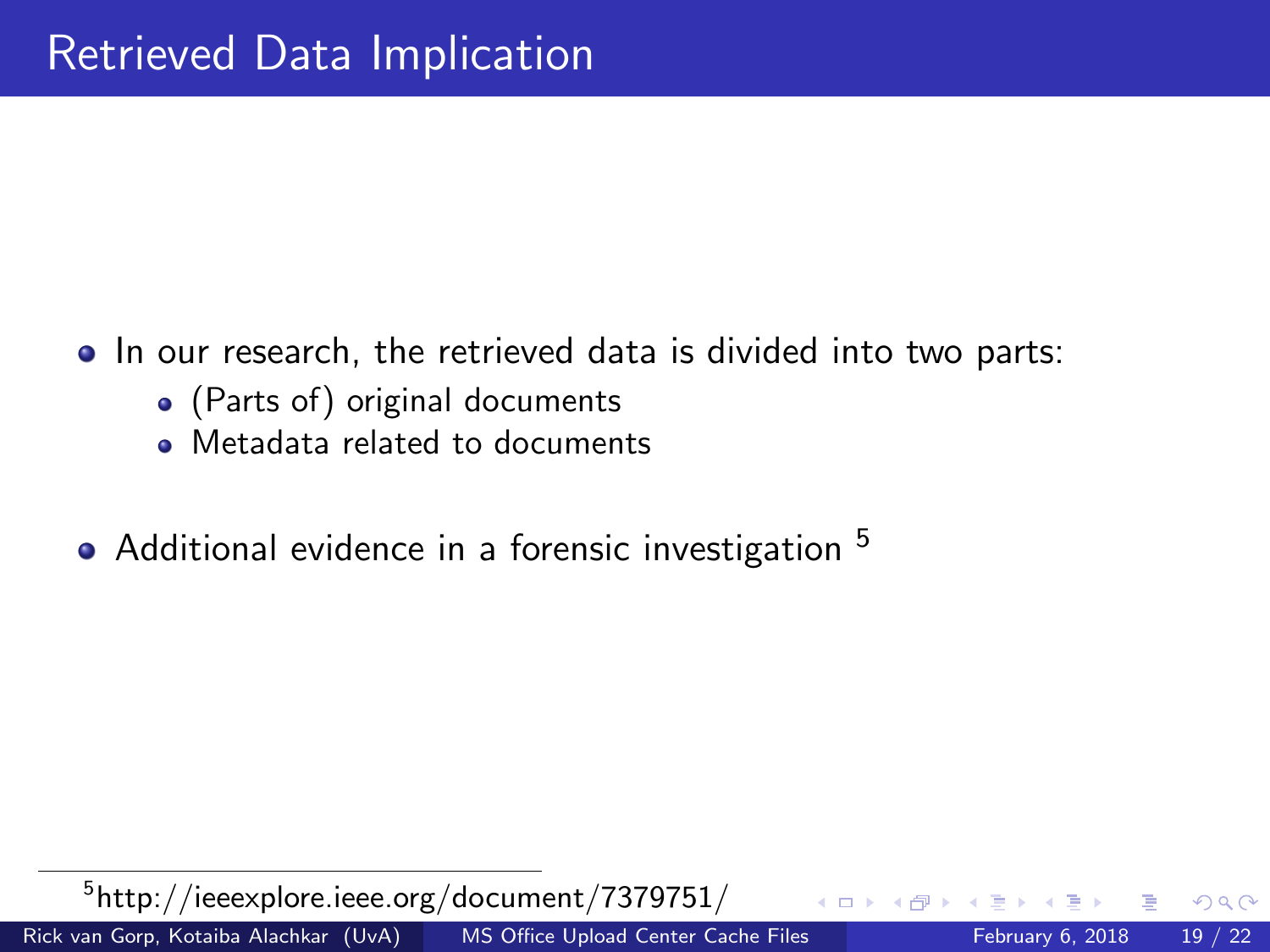# Retrieved Data Implication

- In our research, the retrieved data is divided into two parts:
  - (Parts of) original documents
  - Metadata related to documents
- Additional evidence in a forensic investigation [5]

[5] http://ieeexplore.ieee.org/document/7379751/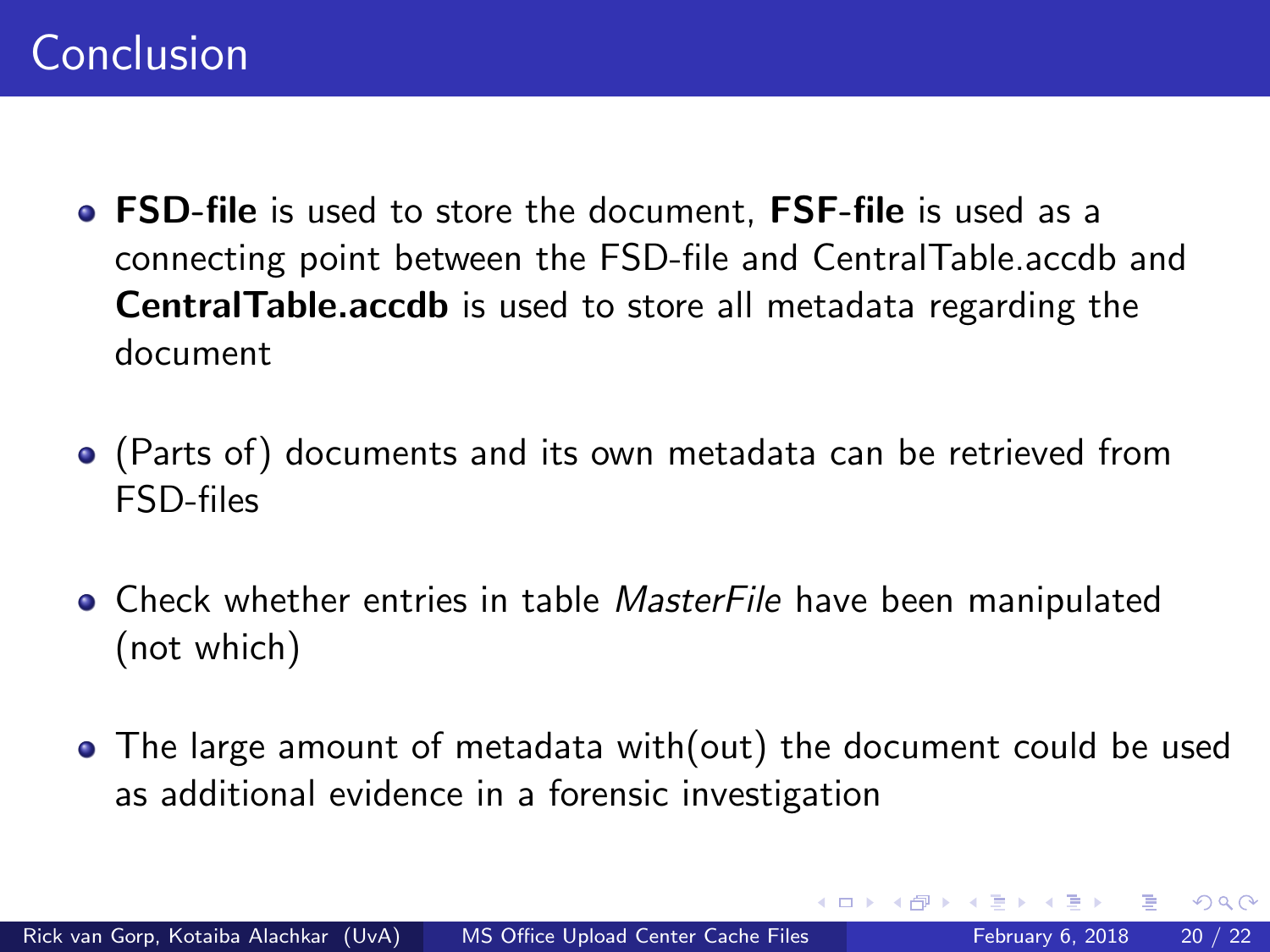# Conclusion

- **FSD-file** is used to store the document, **FSF-file** is used as a connecting point between the FSD-file and CentralTable.accdb and **CentralTable.accdb** is used to store all metadata regarding the document
- (Parts of) documents and its own metadata can be retrieved from FSD-files
- Check whether entries in table *MasterFile* have been manipulated (not which)
- The large amount of metadata with(out) the document could be used as additional evidence in a forensic investigation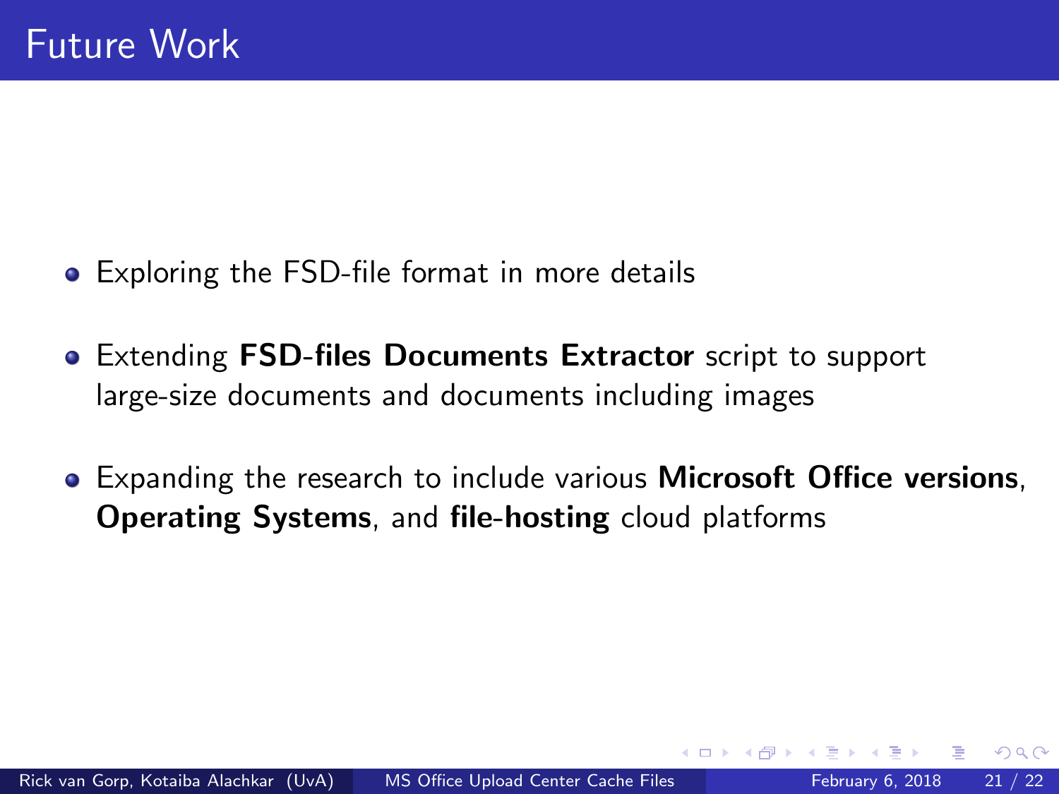# Future Work

- Exploring the FSD-file format in more details
- Extending **FSD-files Documents Extractor** script to support large-size documents and documents including images
- Expanding the research to include various **Microsoft Office versions**, **Operating Systems**, and **file-hosting** cloud platforms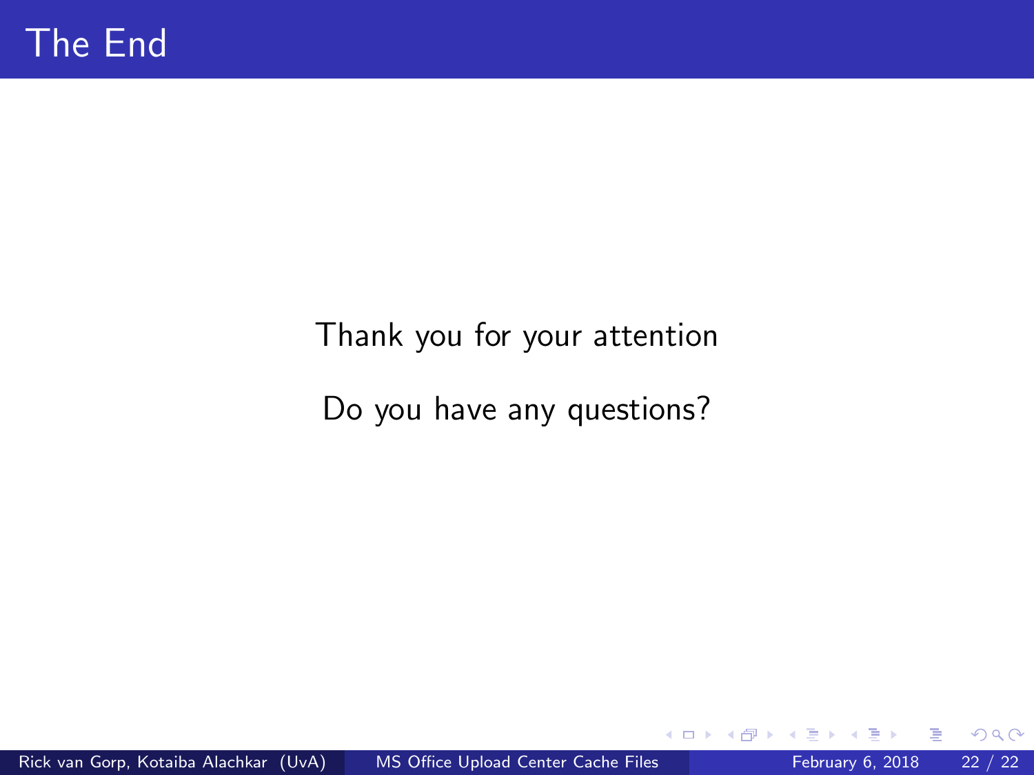# The End

Thank you for your attention

Do you have any questions?